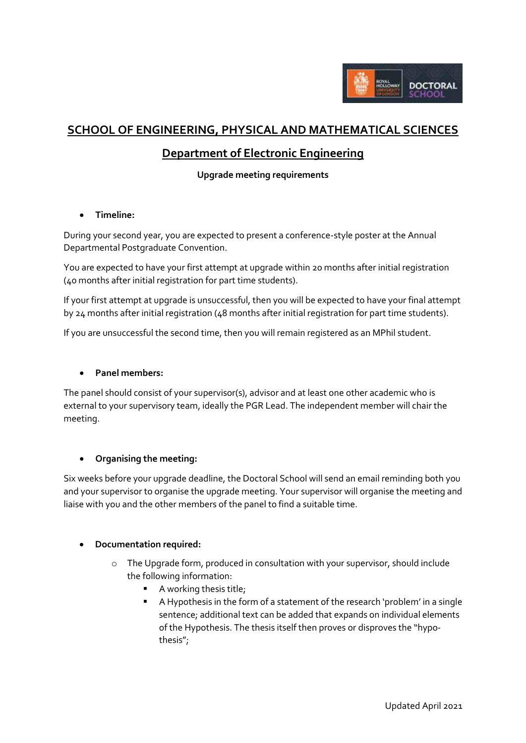# SCHOOL OF ENGINEERING, PHYSICAL AND MATHEMATICAL SCIENCES

## Department of Electronic Engineering

**Upgrade meeting requirements**

- **Timeline:**

During your second year, you are expected to present a conference-style poster at the Annual Departmental Postgraduate Convention.

You are expected to have your first attempt at upgrade within 20 months after initial registration (40 months after initial registration for part time students).

If your first attempt at upgrade is unsuccessful, then you will be expected to have your final attempt by 24 months after initial registration (48 months after initial registration for part time students).

If you are unsuccessful the second time, then you will remain registered as an MPhil student.

- **Panel members:**

The panel should consist of your supervisor(s), advisor and at least one other academic who is external to your supervisory team, ideally the PGR Lead. The independent member will chair the meeting.

- **Organising the meeting:**

Six weeks before your upgrade deadline, the Doctoral School will send an email reminding both you and your supervisor to organise the upgrade meeting. Your supervisor will organise the meeting and liaise with you and the other members of the panel to find a suitable time.

- **Documentation required:**
    - The Upgrade form, produced in consultation with your supervisor, should include the following information:
        - A working thesis title;
        - A Hypothesis in the form of a statement of the research 'problem' in a single sentence; additional text can be added that expands on individual elements of the Hypothesis. The thesis itself then proves or disproves the "hypothesis";

Updated April 2021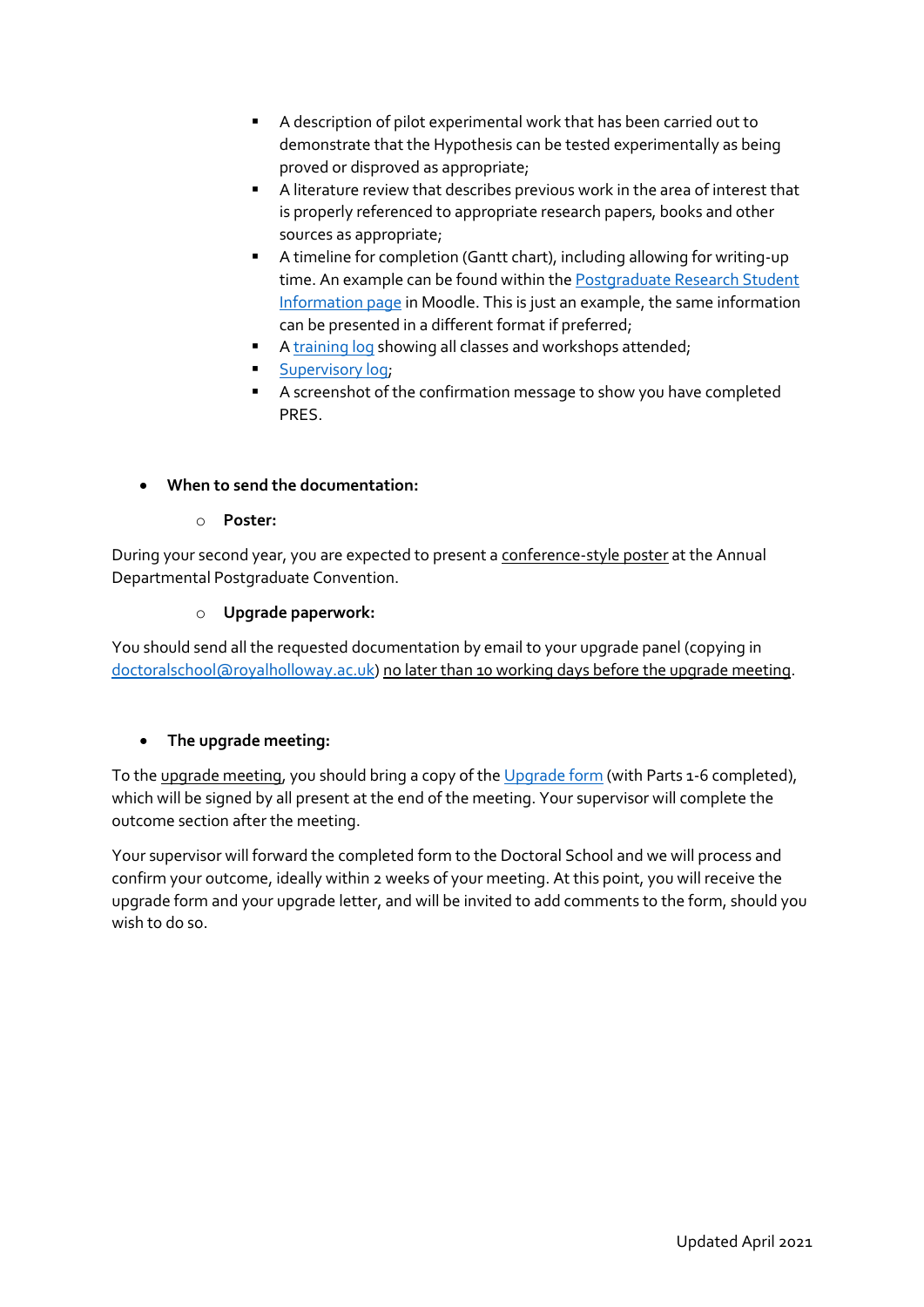- A description of pilot experimental work that has been carried out to demonstrate that the Hypothesis can be tested experimentally as being proved or disproved as appropriate;
- A literature review that describes previous work in the area of interest that is properly referenced to appropriate research papers, books and other sources as appropriate;
- A timeline for completion (Gantt chart), including allowing for writing-up time. An example can be found within the Postgraduate Research Student Information page in Moodle. This is just an example, the same information can be presented in a different format if preferred;
- A training log showing all classes and workshops attended;
- Supervisory log;
- A screenshot of the confirmation message to show you have completed PRES.

- **When to send the documentation:**
  - **Poster:**

During your second year, you are expected to present a conference-style poster at the Annual Departmental Postgraduate Convention.

  - **Upgrade paperwork:**

You should send all the requested documentation by email to your upgrade panel (copying in doctoralschool@royalholloway.ac.uk) no later than 10 working days before the upgrade meeting.

- **The upgrade meeting:**

To the upgrade meeting, you should bring a copy of the Upgrade form (with Parts 1-6 completed), which will be signed by all present at the end of the meeting. Your supervisor will complete the outcome section after the meeting.

Your supervisor will forward the completed form to the Doctoral School and we will process and confirm your outcome, ideally within 2 weeks of your meeting. At this point, you will receive the upgrade form and your upgrade letter, and will be invited to add comments to the form, should you wish to do so.

Updated April 2021